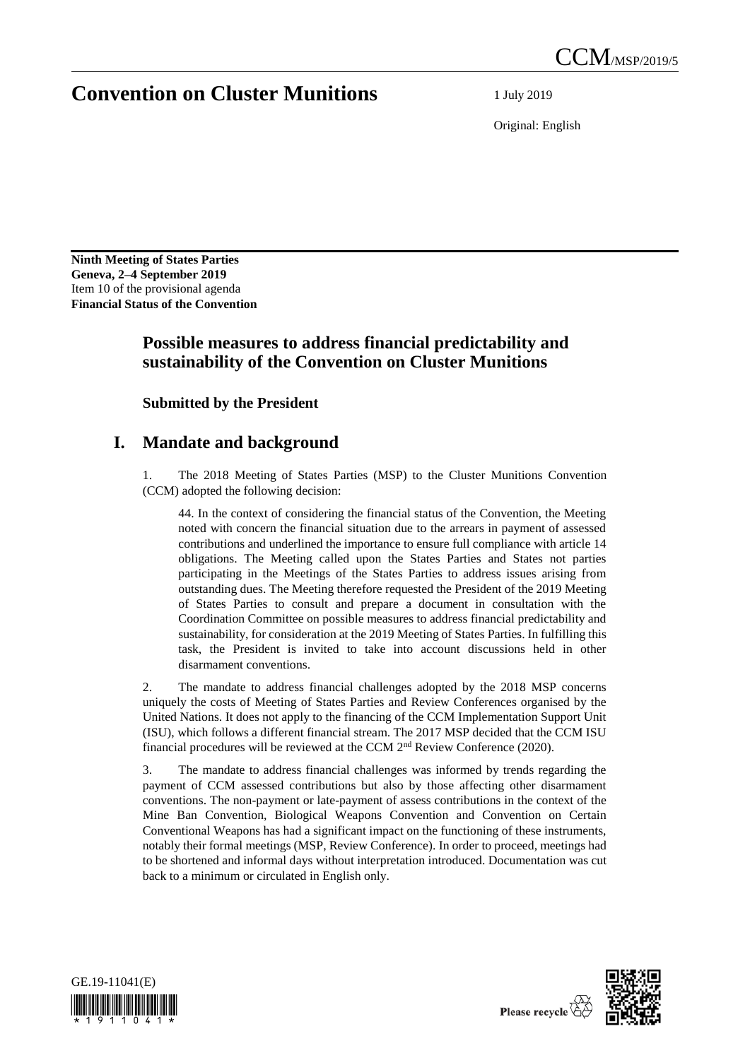CCM/MSP/2019/5

# Convention on Cluster Munitions

1 July 2019

Original: English

**Ninth Meeting of States Parties**
**Geneva, 2–4 September 2019**
Item 10 of the provisional agenda
**Financial Status of the Convention**

## Possible measures to address financial predictability and sustainability of the Convention on Cluster Munitions

**Submitted by the President**

## I. Mandate and background

1. The 2018 Meeting of States Parties (MSP) to the Cluster Munitions Convention (CCM) adopted the following decision:

> 44. In the context of considering the financial status of the Convention, the Meeting noted with concern the financial situation due to the arrears in payment of assessed contributions and underlined the importance to ensure full compliance with article 14 obligations. The Meeting called upon the States Parties and States not parties participating in the Meetings of the States Parties to address issues arising from outstanding dues. The Meeting therefore requested the President of the 2019 Meeting of States Parties to consult and prepare a document in consultation with the Coordination Committee on possible measures to address financial predictability and sustainability, for consideration at the 2019 Meeting of States Parties. In fulfilling this task, the President is invited to take into account discussions held in other disarmament conventions.

2. The mandate to address financial challenges adopted by the 2018 MSP concerns uniquely the costs of Meeting of States Parties and Review Conferences organised by the United Nations. It does not apply to the financing of the CCM Implementation Support Unit (ISU), which follows a different financial stream. The 2017 MSP decided that the CCM ISU financial procedures will be reviewed at the CCM 2nd Review Conference (2020).

3. The mandate to address financial challenges was informed by trends regarding the payment of CCM assessed contributions but also by those affecting other disarmament conventions. The non-payment or late-payment of assess contributions in the context of the Mine Ban Convention, Biological Weapons Convention and Convention on Certain Conventional Weapons has had a significant impact on the functioning of these instruments, notably their formal meetings (MSP, Review Conference). In order to proceed, meetings had to be shortened and informal days without interpretation introduced. Documentation was cut back to a minimum or circulated in English only.

GE.19-11041(E)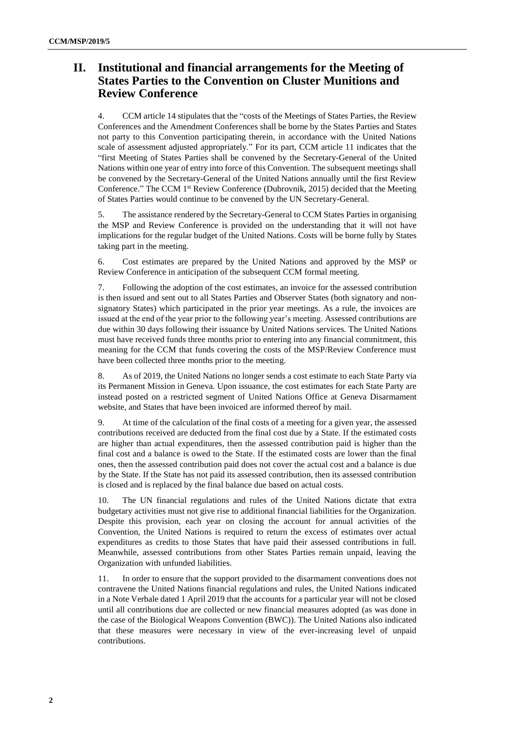## II. Institutional and financial arrangements for the Meeting of States Parties to the Convention on Cluster Munitions and Review Conference

4. CCM article 14 stipulates that the "costs of the Meetings of States Parties, the Review Conferences and the Amendment Conferences shall be borne by the States Parties and States not party to this Convention participating therein, in accordance with the United Nations scale of assessment adjusted appropriately." For its part, CCM article 11 indicates that the "first Meeting of States Parties shall be convened by the Secretary-General of the United Nations within one year of entry into force of this Convention. The subsequent meetings shall be convened by the Secretary-General of the United Nations annually until the first Review Conference." The CCM 1st Review Conference (Dubrovnik, 2015) decided that the Meeting of States Parties would continue to be convened by the UN Secretary-General.

5. The assistance rendered by the Secretary-General to CCM States Parties in organising the MSP and Review Conference is provided on the understanding that it will not have implications for the regular budget of the United Nations. Costs will be borne fully by States taking part in the meeting.

6. Cost estimates are prepared by the United Nations and approved by the MSP or Review Conference in anticipation of the subsequent CCM formal meeting.

7. Following the adoption of the cost estimates, an invoice for the assessed contribution is then issued and sent out to all States Parties and Observer States (both signatory and non-signatory States) which participated in the prior year meetings. As a rule, the invoices are issued at the end of the year prior to the following year's meeting. Assessed contributions are due within 30 days following their issuance by United Nations services. The United Nations must have received funds three months prior to entering into any financial commitment, this meaning for the CCM that funds covering the costs of the MSP/Review Conference must have been collected three months prior to the meeting.

8. As of 2019, the United Nations no longer sends a cost estimate to each State Party via its Permanent Mission in Geneva. Upon issuance, the cost estimates for each State Party are instead posted on a restricted segment of United Nations Office at Geneva Disarmament website, and States that have been invoiced are informed thereof by mail.

9. At time of the calculation of the final costs of a meeting for a given year, the assessed contributions received are deducted from the final cost due by a State. If the estimated costs are higher than actual expenditures, then the assessed contribution paid is higher than the final cost and a balance is owed to the State. If the estimated costs are lower than the final ones, then the assessed contribution paid does not cover the actual cost and a balance is due by the State. If the State has not paid its assessed contribution, then its assessed contribution is closed and is replaced by the final balance due based on actual costs.

10. The UN financial regulations and rules of the United Nations dictate that extra budgetary activities must not give rise to additional financial liabilities for the Organization. Despite this provision, each year on closing the account for annual activities of the Convention, the United Nations is required to return the excess of estimates over actual expenditures as credits to those States that have paid their assessed contributions in full. Meanwhile, assessed contributions from other States Parties remain unpaid, leaving the Organization with unfunded liabilities.

11. In order to ensure that the support provided to the disarmament conventions does not contravene the United Nations financial regulations and rules, the United Nations indicated in a Note Verbale dated 1 April 2019 that the accounts for a particular year will not be closed until all contributions due are collected or new financial measures adopted (as was done in the case of the Biological Weapons Convention (BWC)). The United Nations also indicated that these measures were necessary in view of the ever-increasing level of unpaid contributions.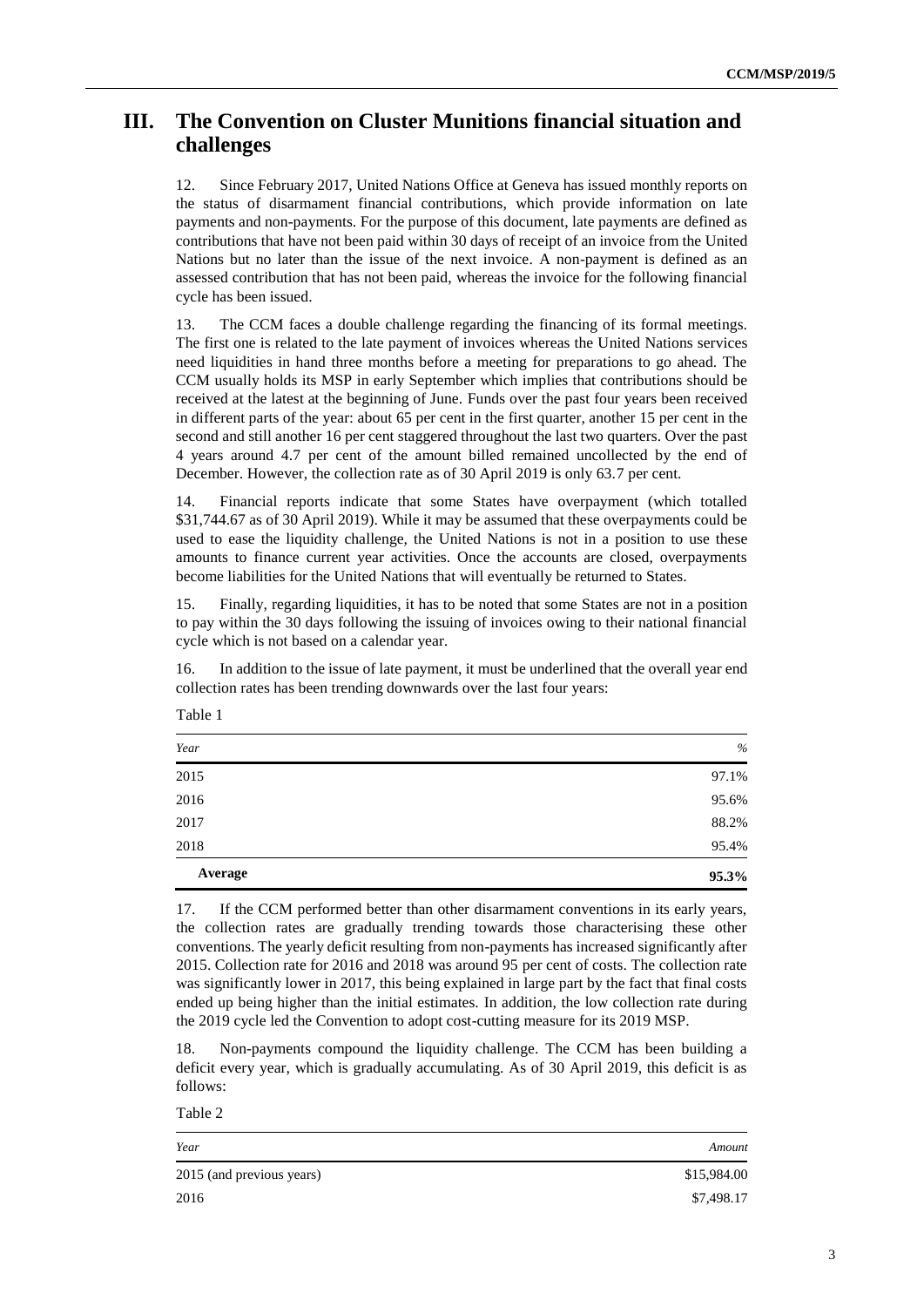## III. The Convention on Cluster Munitions financial situation and challenges

12. Since February 2017, United Nations Office at Geneva has issued monthly reports on the status of disarmament financial contributions, which provide information on late payments and non-payments. For the purpose of this document, late payments are defined as contributions that have not been paid within 30 days of receipt of an invoice from the United Nations but no later than the issue of the next invoice. A non-payment is defined as an assessed contribution that has not been paid, whereas the invoice for the following financial cycle has been issued.

13. The CCM faces a double challenge regarding the financing of its formal meetings. The first one is related to the late payment of invoices whereas the United Nations services need liquidities in hand three months before a meeting for preparations to go ahead. The CCM usually holds its MSP in early September which implies that contributions should be received at the latest at the beginning of June. Funds over the past four years been received in different parts of the year: about 65 per cent in the first quarter, another 15 per cent in the second and still another 16 per cent staggered throughout the last two quarters. Over the past 4 years around 4.7 per cent of the amount billed remained uncollected by the end of December. However, the collection rate as of 30 April 2019 is only 63.7 per cent.

14. Financial reports indicate that some States have overpayment (which totalled $31,744.67 as of 30 April 2019). While it may be assumed that these overpayments could be used to ease the liquidity challenge, the United Nations is not in a position to use these amounts to finance current year activities. Once the accounts are closed, overpayments become liabilities for the United Nations that will eventually be returned to States.

15. Finally, regarding liquidities, it has to be noted that some States are not in a position to pay within the 30 days following the issuing of invoices owing to their national financial cycle which is not based on a calendar year.

16. In addition to the issue of late payment, it must be underlined that the overall year end collection rates has been trending downwards over the last four years:

Table 1

| *Year* | *%* |
|---|---:|
| 2015 | 97.1% |
| 2016 | 95.6% |
| 2017 | 88.2% |
| 2018 | 95.4% |
| **Average** | **95.3%** |

17. If the CCM performed better than other disarmament conventions in its early years, the collection rates are gradually trending towards those characterising these other conventions. The yearly deficit resulting from non-payments has increased significantly after 2015. Collection rate for 2016 and 2018 was around 95 per cent of costs. The collection rate was significantly lower in 2017, this being explained in large part by the fact that final costs ended up being higher than the initial estimates. In addition, the low collection rate during the 2019 cycle led the Convention to adopt cost-cutting measure for its 2019 MSP.

18. Non-payments compound the liquidity challenge. The CCM has been building a deficit every year, which is gradually accumulating. As of 30 April 2019, this deficit is as follows:

Table 2

| *Year* | *Amount* |
|---|---:|
| 2015 (and previous years) | $15,984.00 |
| 2016 | $7,498.17 |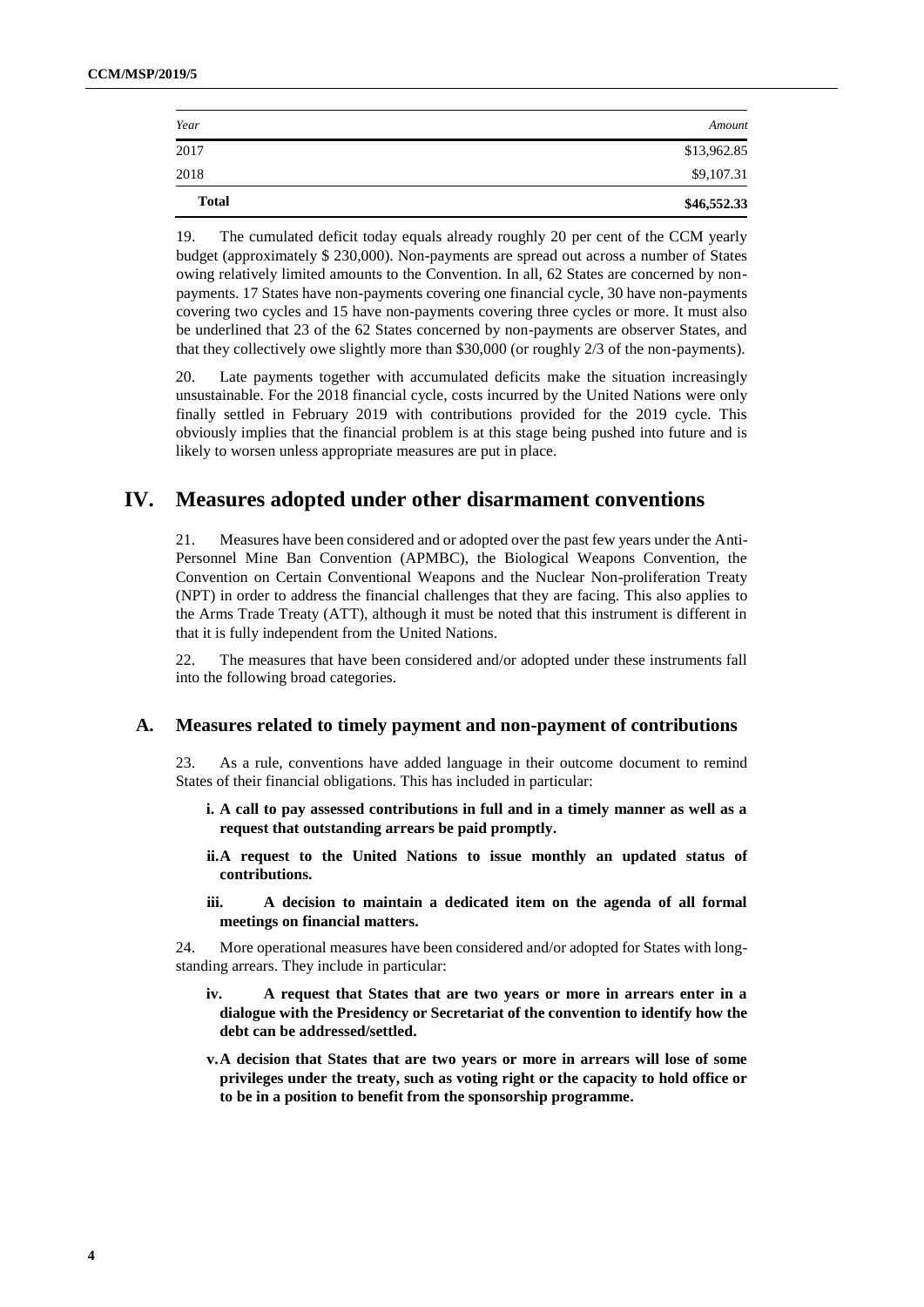| *Year* | *Amount* |
|---|---:|
| 2017 | $13,962.85 |
| 2018 | $9,107.31 |
| **Total** | **$46,552.33** |

19. The cumulated deficit today equals already roughly 20 per cent of the CCM yearly budget (approximately $ 230,000). Non-payments are spread out across a number of States owing relatively limited amounts to the Convention. In all, 62 States are concerned by non-payments. 17 States have non-payments covering one financial cycle, 30 have non-payments covering two cycles and 15 have non-payments covering three cycles or more. It must also be underlined that 23 of the 62 States concerned by non-payments are observer States, and that they collectively owe slightly more than $30,000 (or roughly 2/3 of the non-payments).

20. Late payments together with accumulated deficits make the situation increasingly unsustainable. For the 2018 financial cycle, costs incurred by the United Nations were only finally settled in February 2019 with contributions provided for the 2019 cycle. This obviously implies that the financial problem is at this stage being pushed into future and is likely to worsen unless appropriate measures are put in place.

# IV. Measures adopted under other disarmament conventions

21. Measures have been considered and or adopted over the past few years under the Anti-Personnel Mine Ban Convention (APMBC), the Biological Weapons Convention, the Convention on Certain Conventional Weapons and the Nuclear Non-proliferation Treaty (NPT) in order to address the financial challenges that they are facing. This also applies to the Arms Trade Treaty (ATT), although it must be noted that this instrument is different in that it is fully independent from the United Nations.

22. The measures that have been considered and/or adopted under these instruments fall into the following broad categories.

## A. Measures related to timely payment and non-payment of contributions

23. As a rule, conventions have added language in their outcome document to remind States of their financial obligations. This has included in particular:

**i. A call to pay assessed contributions in full and in a timely manner as well as a request that outstanding arrears be paid promptly.**

**ii. A request to the United Nations to issue monthly an updated status of contributions.**

**iii. A decision to maintain a dedicated item on the agenda of all formal meetings on financial matters.**

24. More operational measures have been considered and/or adopted for States with long-standing arrears. They include in particular:

**iv. A request that States that are two years or more in arrears enter in a dialogue with the Presidency or Secretariat of the convention to identify how the debt can be addressed/settled.**

**v. A decision that States that are two years or more in arrears will lose of some privileges under the treaty, such as voting right or the capacity to hold office or to be in a position to benefit from the sponsorship programme.**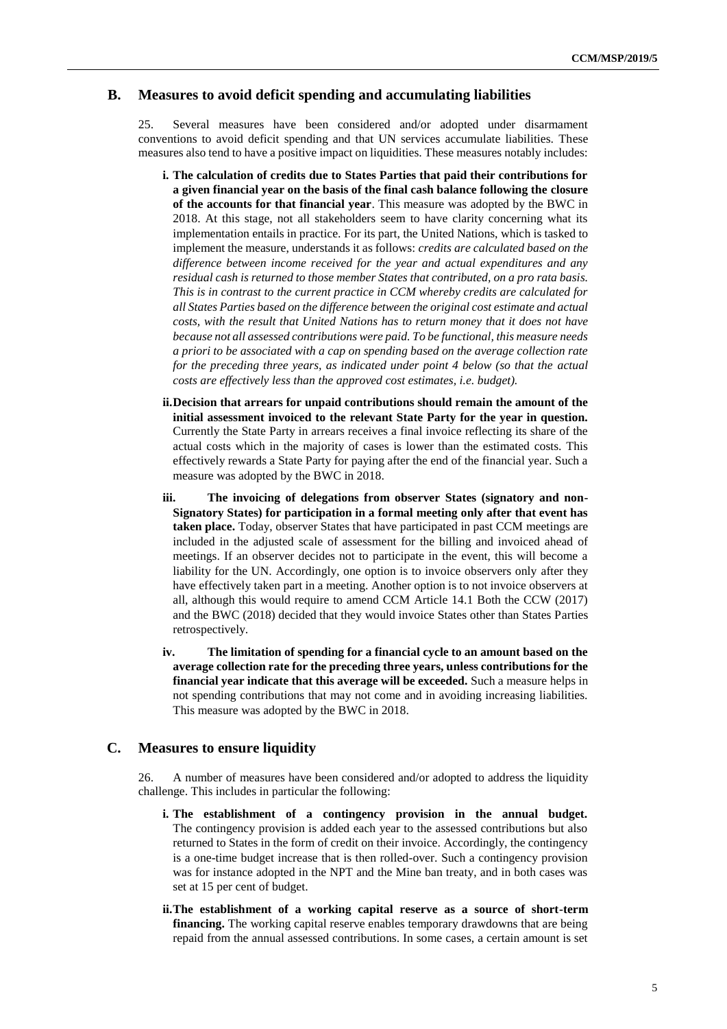## B. Measures to avoid deficit spending and accumulating liabilities

25. Several measures have been considered and/or adopted under disarmament conventions to avoid deficit spending and that UN services accumulate liabilities. These measures also tend to have a positive impact on liquidities. These measures notably includes:

i. **The calculation of credits due to States Parties that paid their contributions for a given financial year on the basis of the final cash balance following the closure of the accounts for that financial year**. This measure was adopted by the BWC in 2018. At this stage, not all stakeholders seem to have clarity concerning what its implementation entails in practice. For its part, the United Nations, which is tasked to implement the measure, understands it as follows: *credits are calculated based on the difference between income received for the year and actual expenditures and any residual cash is returned to those member States that contributed, on a pro rata basis. This is in contrast to the current practice in CCM whereby credits are calculated for all States Parties based on the difference between the original cost estimate and actual costs, with the result that United Nations has to return money that it does not have because not all assessed contributions were paid. To be functional, this measure needs a priori to be associated with a cap on spending based on the average collection rate for the preceding three years, as indicated under point 4 below (so that the actual costs are effectively less than the approved cost estimates, i.e. budget).*

ii. **Decision that arrears for unpaid contributions should remain the amount of the initial assessment invoiced to the relevant State Party for the year in question.** Currently the State Party in arrears receives a final invoice reflecting its share of the actual costs which in the majority of cases is lower than the estimated costs. This effectively rewards a State Party for paying after the end of the financial year. Such a measure was adopted by the BWC in 2018.

iii. **The invoicing of delegations from observer States (signatory and non-Signatory States) for participation in a formal meeting only after that event has taken place.** Today, observer States that have participated in past CCM meetings are included in the adjusted scale of assessment for the billing and invoiced ahead of meetings. If an observer decides not to participate in the event, this will become a liability for the UN. Accordingly, one option is to invoice observers only after they have effectively taken part in a meeting. Another option is to not invoice observers at all, although this would require to amend CCM Article 14.1 Both the CCW (2017) and the BWC (2018) decided that they would invoice States other than States Parties retrospectively.

iv. **The limitation of spending for a financial cycle to an amount based on the average collection rate for the preceding three years, unless contributions for the financial year indicate that this average will be exceeded.** Such a measure helps in not spending contributions that may not come and in avoiding increasing liabilities. This measure was adopted by the BWC in 2018.

## C. Measures to ensure liquidity

26. A number of measures have been considered and/or adopted to address the liquidity challenge. This includes in particular the following:

i. **The establishment of a contingency provision in the annual budget.** The contingency provision is added each year to the assessed contributions but also returned to States in the form of credit on their invoice. Accordingly, the contingency is a one-time budget increase that is then rolled-over. Such a contingency provision was for instance adopted in the NPT and the Mine ban treaty, and in both cases was set at 15 per cent of budget.

ii. **The establishment of a working capital reserve as a source of short-term financing.** The working capital reserve enables temporary drawdowns that are being repaid from the annual assessed contributions. In some cases, a certain amount is set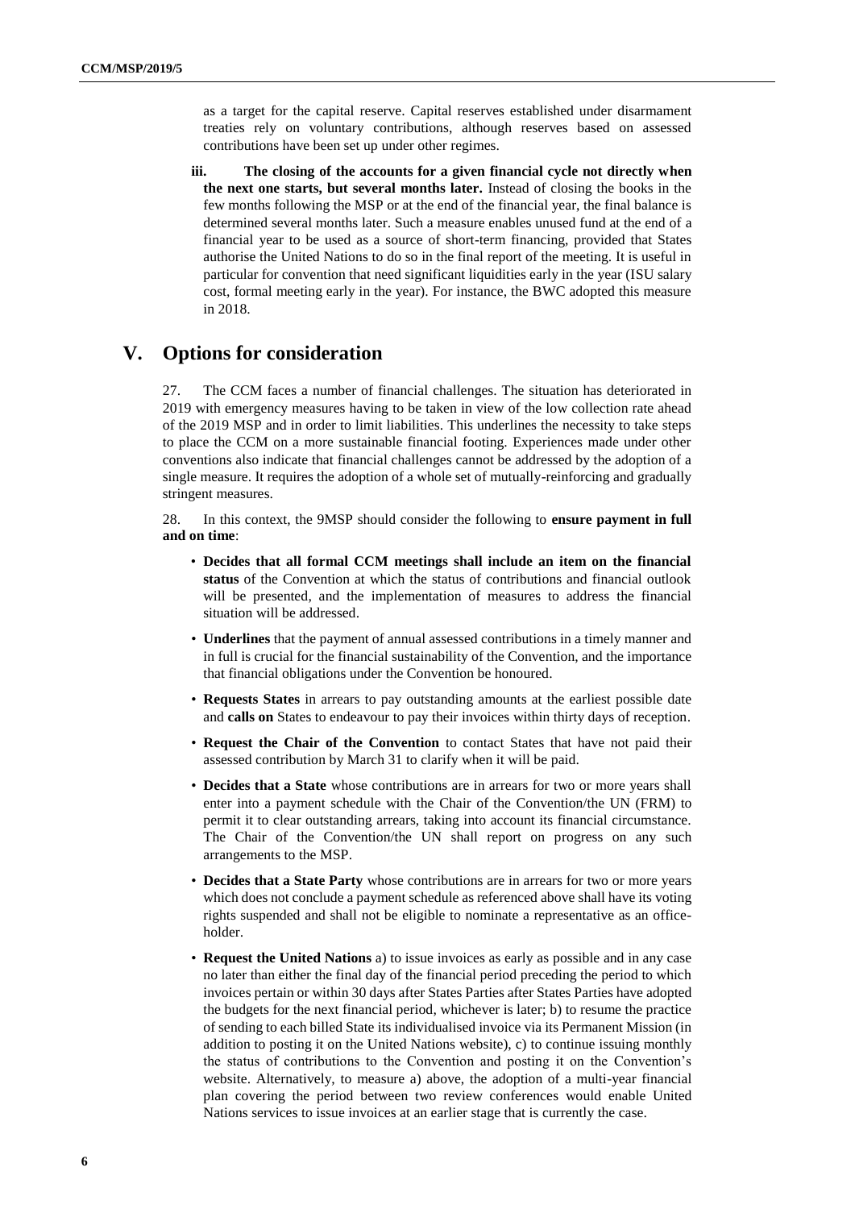as a target for the capital reserve. Capital reserves established under disarmament treaties rely on voluntary contributions, although reserves based on assessed contributions have been set up under other regimes.

iii. **The closing of the accounts for a given financial cycle not directly when the next one starts, but several months later.** Instead of closing the books in the few months following the MSP or at the end of the financial year, the final balance is determined several months later. Such a measure enables unused fund at the end of a financial year to be used as a source of short-term financing, provided that States authorise the United Nations to do so in the final report of the meeting. It is useful in particular for convention that need significant liquidities early in the year (ISU salary cost, formal meeting early in the year). For instance, the BWC adopted this measure in 2018.

## V. Options for consideration

27. The CCM faces a number of financial challenges. The situation has deteriorated in 2019 with emergency measures having to be taken in view of the low collection rate ahead of the 2019 MSP and in order to limit liabilities. This underlines the necessity to take steps to place the CCM on a more sustainable financial footing. Experiences made under other conventions also indicate that financial challenges cannot be addressed by the adoption of a single measure. It requires the adoption of a whole set of mutually-reinforcing and gradually stringent measures.

28. In this context, the 9MSP should consider the following to **ensure payment in full and on time**:

- **Decides that all formal CCM meetings shall include an item on the financial status** of the Convention at which the status of contributions and financial outlook will be presented, and the implementation of measures to address the financial situation will be addressed.
- **Underlines** that the payment of annual assessed contributions in a timely manner and in full is crucial for the financial sustainability of the Convention, and the importance that financial obligations under the Convention be honoured.
- **Requests States** in arrears to pay outstanding amounts at the earliest possible date and **calls on** States to endeavour to pay their invoices within thirty days of reception.
- **Request the Chair of the Convention** to contact States that have not paid their assessed contribution by March 31 to clarify when it will be paid.
- **Decides that a State** whose contributions are in arrears for two or more years shall enter into a payment schedule with the Chair of the Convention/the UN (FRM) to permit it to clear outstanding arrears, taking into account its financial circumstance. The Chair of the Convention/the UN shall report on progress on any such arrangements to the MSP.
- **Decides that a State Party** whose contributions are in arrears for two or more years which does not conclude a payment schedule as referenced above shall have its voting rights suspended and shall not be eligible to nominate a representative as an office-holder.
- **Request the United Nations** a) to issue invoices as early as possible and in any case no later than either the final day of the financial period preceding the period to which invoices pertain or within 30 days after States Parties after States Parties have adopted the budgets for the next financial period, whichever is later; b) to resume the practice of sending to each billed State its individualised invoice via its Permanent Mission (in addition to posting it on the United Nations website), c) to continue issuing monthly the status of contributions to the Convention and posting it on the Convention's website. Alternatively, to measure a) above, the adoption of a multi-year financial plan covering the period between two review conferences would enable United Nations services to issue invoices at an earlier stage that is currently the case.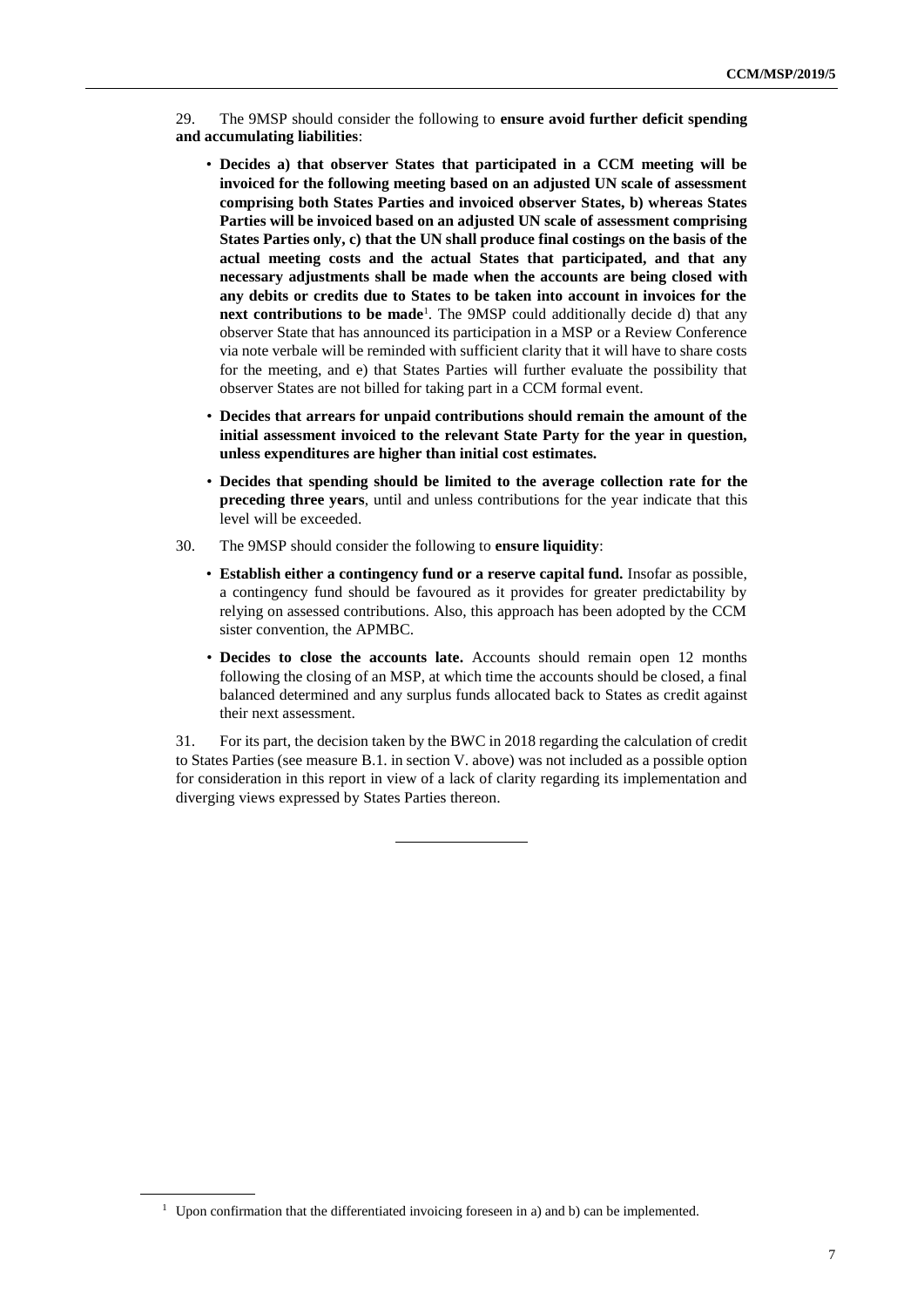29. The 9MSP should consider the following to **ensure avoid further deficit spending and accumulating liabilities**:

- **Decides a) that observer States that participated in a CCM meeting will be invoiced for the following meeting based on an adjusted UN scale of assessment comprising both States Parties and invoiced observer States, b) whereas States Parties will be invoiced based on an adjusted UN scale of assessment comprising States Parties only, c) that the UN shall produce final costings on the basis of the actual meeting costs and the actual States that participated, and that any necessary adjustments shall be made when the accounts are being closed with any debits or credits due to States to be taken into account in invoices for the next contributions to be made**[1]. The 9MSP could additionally decide d) that any observer State that has announced its participation in a MSP or a Review Conference via note verbale will be reminded with sufficient clarity that it will have to share costs for the meeting, and e) that States Parties will further evaluate the possibility that observer States are not billed for taking part in a CCM formal event.
- **Decides that arrears for unpaid contributions should remain the amount of the initial assessment invoiced to the relevant State Party for the year in question, unless expenditures are higher than initial cost estimates.**
- **Decides that spending should be limited to the average collection rate for the preceding three years**, until and unless contributions for the year indicate that this level will be exceeded.

30. The 9MSP should consider the following to **ensure liquidity**:

- **Establish either a contingency fund or a reserve capital fund.** Insofar as possible, a contingency fund should be favoured as it provides for greater predictability by relying on assessed contributions. Also, this approach has been adopted by the CCM sister convention, the APMBC.
- **Decides to close the accounts late.** Accounts should remain open 12 months following the closing of an MSP, at which time the accounts should be closed, a final balanced determined and any surplus funds allocated back to States as credit against their next assessment.

31. For its part, the decision taken by the BWC in 2018 regarding the calculation of credit to States Parties (see measure B.1. in section V. above) was not included as a possible option for consideration in this report in view of a lack of clarity regarding its implementation and diverging views expressed by States Parties thereon.

---

[1] Upon confirmation that the differentiated invoicing foreseen in a) and b) can be implemented.